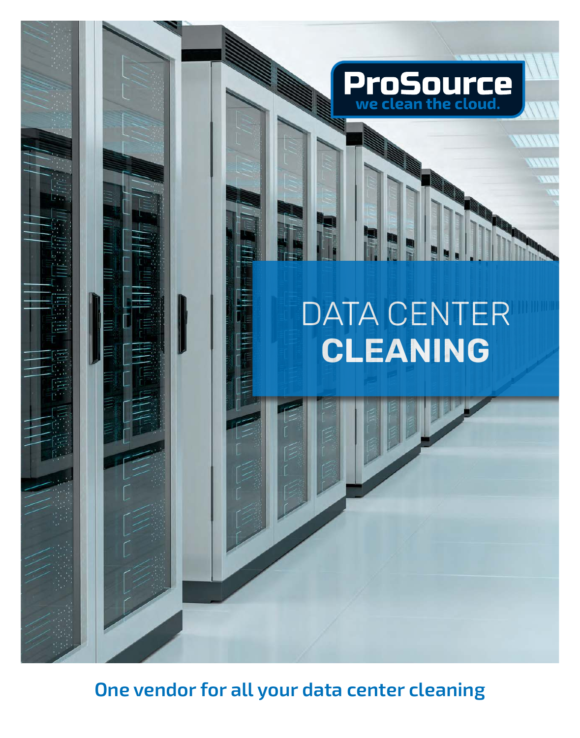**ProSource**
we clean the cloud.

# DATA CENTER **CLEANING**

**One vendor for all your data center cleaning**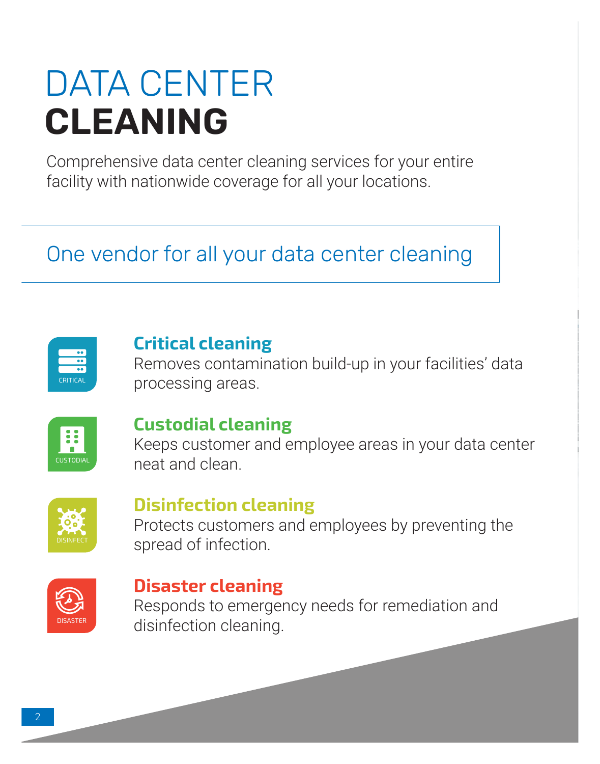# DATA CENTER **CLEANING**

Comprehensive data center cleaning services for your entire facility with nationwide coverage for all your locations.

## One vendor for all your data center cleaning

CRITICAL

### Critical cleaning

Removes contamination build-up in your facilities' data processing areas.

CUSTODIAL

### Custodial cleaning

Keeps customer and employee areas in your data center neat and clean.

DISINFECT

### Disinfection cleaning

Protects customers and employees by preventing the spread of infection.

DISASTER

### Disaster cleaning

Responds to emergency needs for remediation and disinfection cleaning.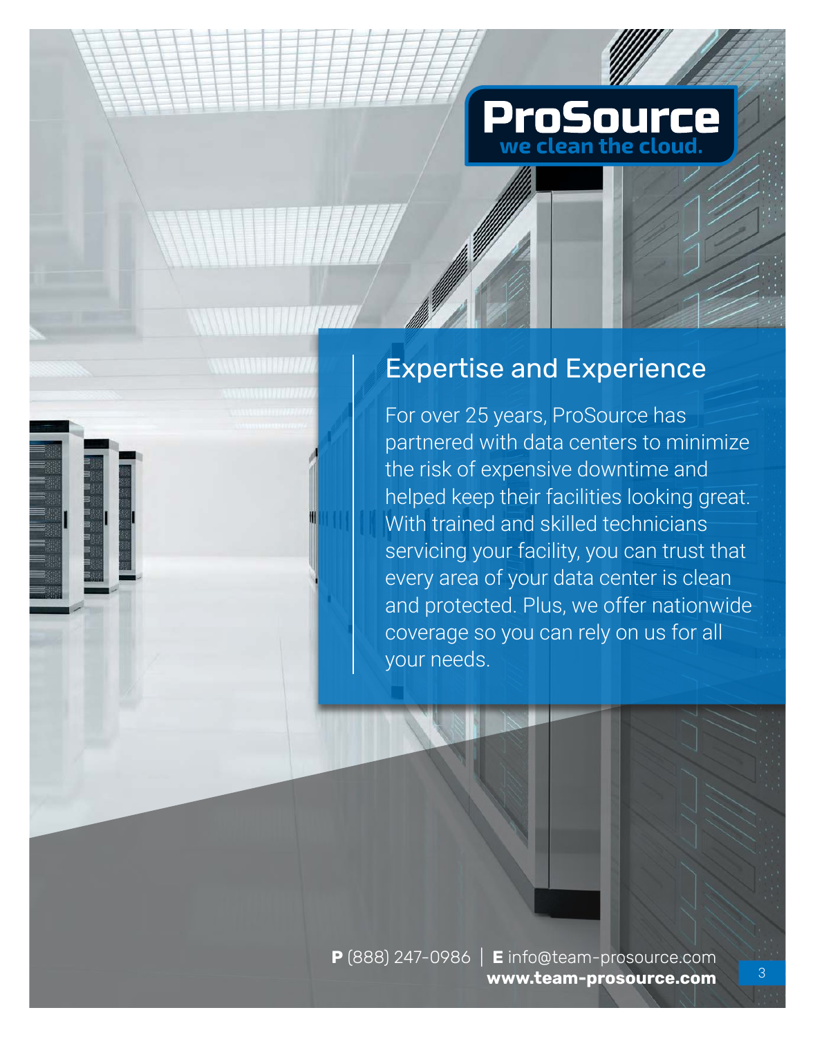**ProSource**
**we clean the cloud.**

## Expertise and Experience

For over 25 years, ProSource has partnered with data centers to minimize the risk of expensive downtime and helped keep their facilities looking great. With trained and skilled technicians servicing your facility, you can trust that every area of your data center is clean and protected. Plus, we offer nationwide coverage so you can rely on us for all your needs.

**P** (888) 247-0986 | **E** info@team-prosource.com
**www.team-prosource.com**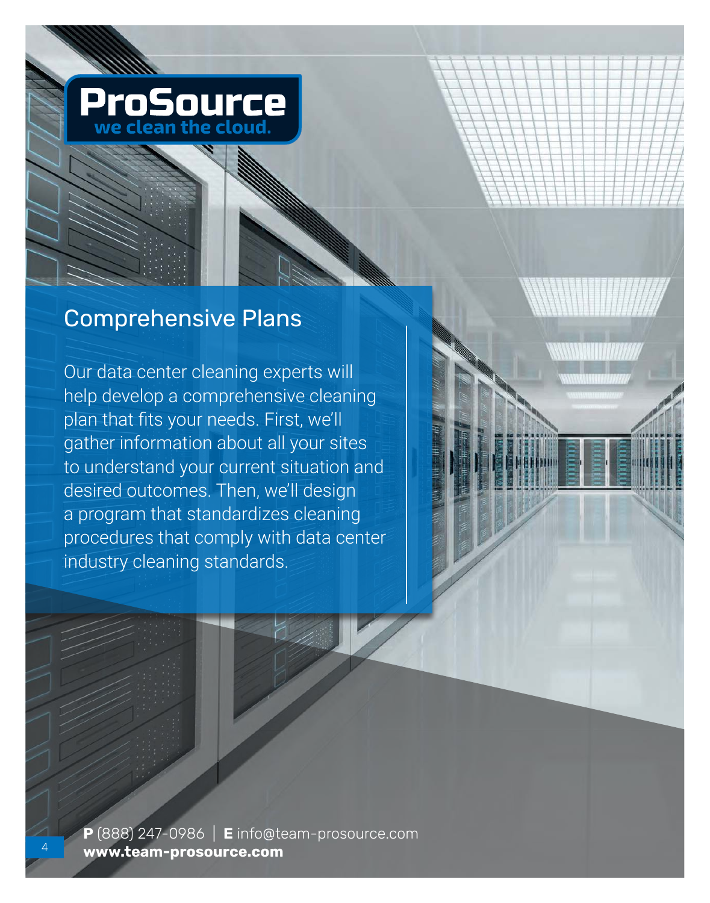# ProSource

**we clean the cloud.**

## Comprehensive Plans

Our data center cleaning experts will help develop a comprehensive cleaning plan that fits your needs. First, we'll gather information about all your sites to understand your current situation and desired outcomes. Then, we'll design a program that standardizes cleaning procedures that comply with data center industry cleaning standards.

**P** (888) 247-0986 | **E** info@team-prosource.com
**www.team-prosource.com**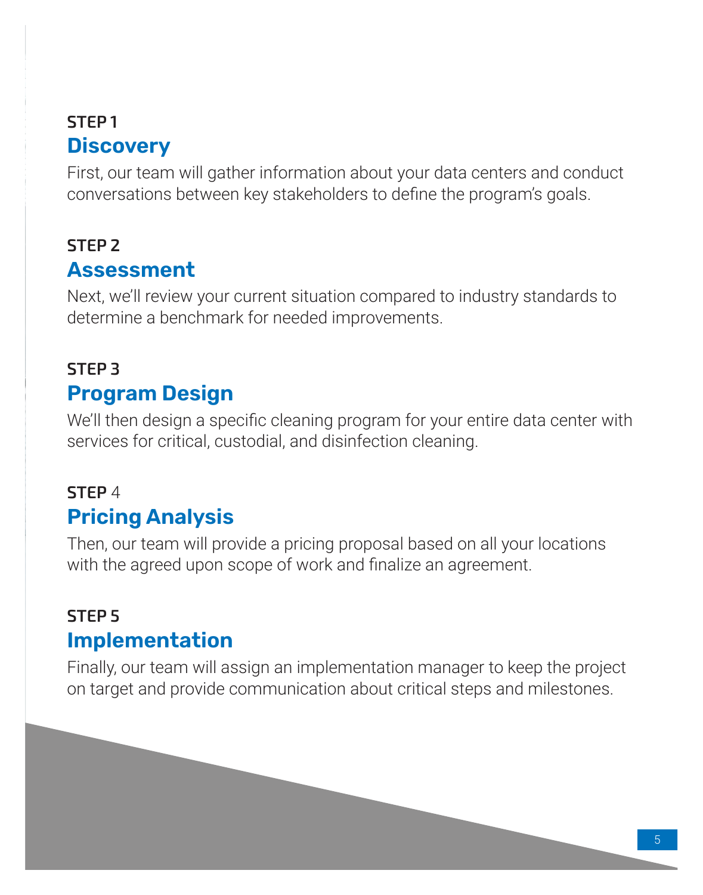**STEP 1**

## Discovery

First, our team will gather information about your data centers and conduct conversations between key stakeholders to define the program's goals.

**STEP 2**

## Assessment

Next, we'll review your current situation compared to industry standards to determine a benchmark for needed improvements.

**STEP 3**

## Program Design

We'll then design a specific cleaning program for your entire data center with services for critical, custodial, and disinfection cleaning.

**STEP 4**

## Pricing Analysis

Then, our team will provide a pricing proposal based on all your locations with the agreed upon scope of work and finalize an agreement.

**STEP 5**

## Implementation

Finally, our team will assign an implementation manager to keep the project on target and provide communication about critical steps and milestones.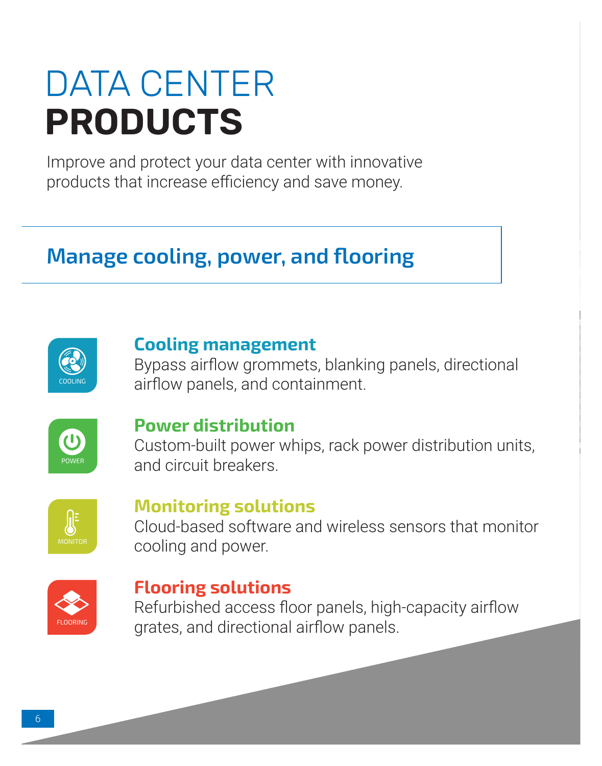# DATA CENTER **PRODUCTS**

Improve and protect your data center with innovative products that increase efficiency and save money.

## Manage cooling, power, and flooring

### Cooling management

Bypass airflow grommets, blanking panels, directional airflow panels, and containment.

### Power distribution

Custom-built power whips, rack power distribution units, and circuit breakers.

### Monitoring solutions

Cloud-based software and wireless sensors that monitor cooling and power.

### Flooring solutions

Refurbished access floor panels, high-capacity airflow grates, and directional airflow panels.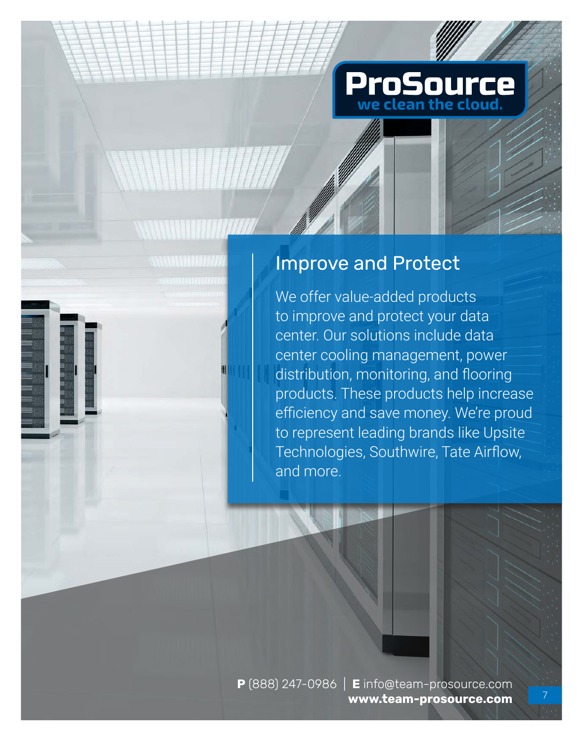**ProSource**
**we clean the cloud.**

## Improve and Protect

We offer value-added products to improve and protect your data center. Our solutions include data center cooling management, power distribution, monitoring, and flooring products. These products help increase efficiency and save money. We're proud to represent leading brands like Upsite Technologies, Southwire, Tate Airflow, and more.

**P** (888) 247-0986 | **E** info@team-prosource.com
**www.team-prosource.com**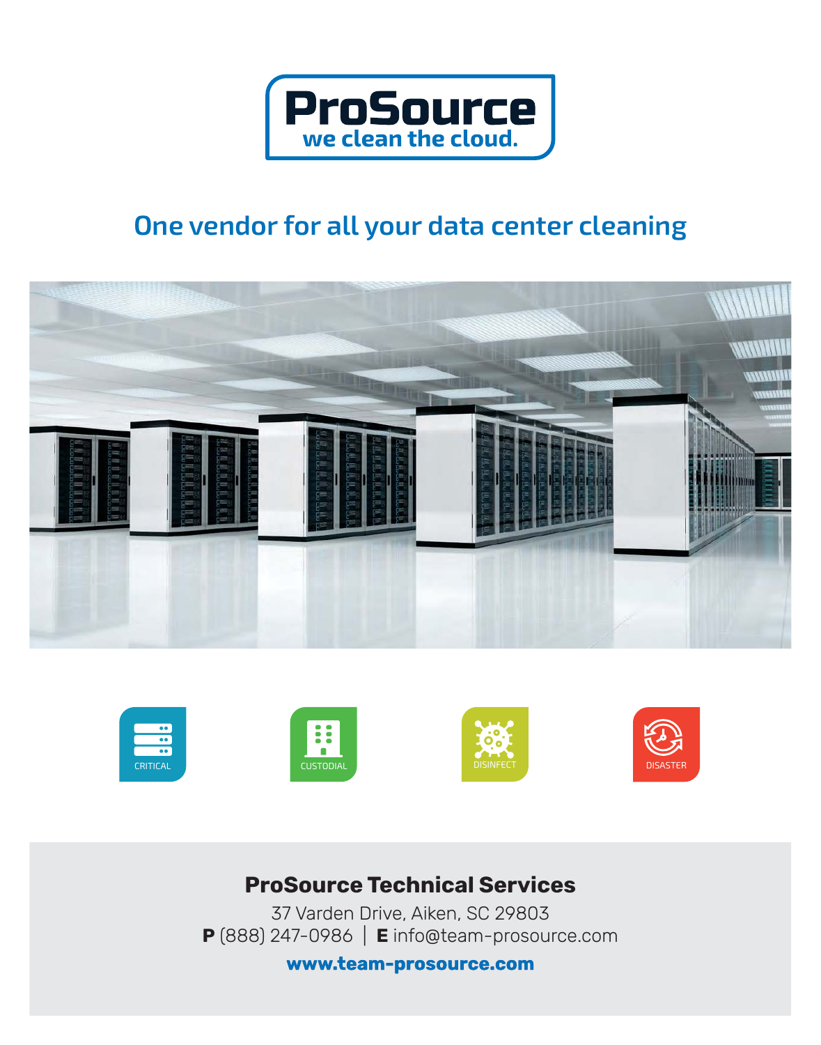# ProSource

**we clean the cloud.**

## One vendor for all your data center cleaning

CRITICAL

CUSTODIAL

DISINFECT

DISASTER

**ProSource Technical Services**

37 Varden Drive, Aiken, SC 29803

**P** (888) 247-0986 | **E** info@team-prosource.com

**www.team-prosource.com**